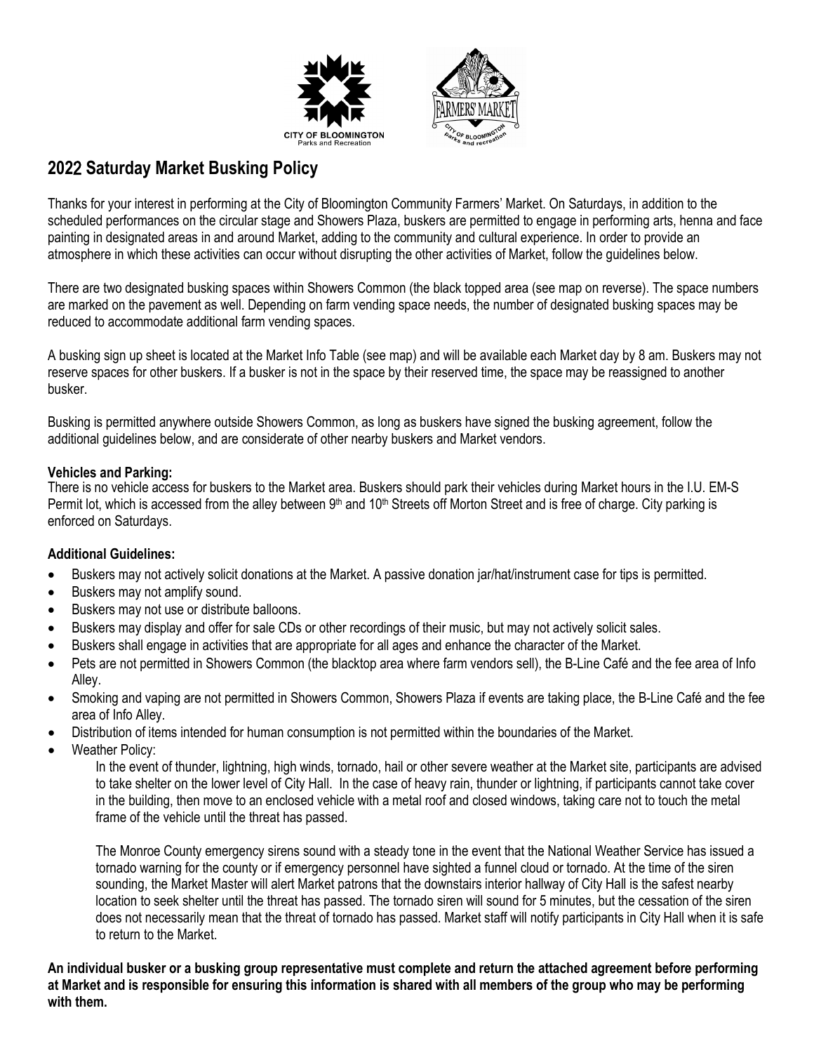# 2022 Saturday Market Busking Policy

Thanks for your interest in performing at the City of Bloomington Community Farmers' Market. On Saturdays, in addition to the scheduled performances on the circular stage and Showers Plaza, buskers are permitted to engage in performing arts, henna and face painting in designated areas in and around Market, adding to the community and cultural experience. In order to provide an atmosphere in which these activities can occur without disrupting the other activities of Market, follow the guidelines below.

There are two designated busking spaces within Showers Common (the black topped area (see map on reverse). The space numbers are marked on the pavement as well. Depending on farm vending space needs, the number of designated busking spaces may be reduced to accommodate additional farm vending spaces.

A busking sign up sheet is located at the Market Info Table (see map) and will be available each Market day by 8 am. Buskers may not reserve spaces for other buskers. If a busker is not in the space by their reserved time, the space may be reassigned to another busker.

Busking is permitted anywhere outside Showers Common, as long as buskers have signed the busking agreement, follow the additional guidelines below, and are considerate of other nearby buskers and Market vendors.

**Vehicles and Parking:**
There is no vehicle access for buskers to the Market area. Buskers should park their vehicles during Market hours in the I.U. EM-S Permit lot, which is accessed from the alley between 9th and 10th Streets off Morton Street and is free of charge. City parking is enforced on Saturdays.

**Additional Guidelines:**

- Buskers may not actively solicit donations at the Market. A passive donation jar/hat/instrument case for tips is permitted.
- Buskers may not amplify sound.
- Buskers may not use or distribute balloons.
- Buskers may display and offer for sale CDs or other recordings of their music, but may not actively solicit sales.
- Buskers shall engage in activities that are appropriate for all ages and enhance the character of the Market.
- Pets are not permitted in Showers Common (the blacktop area where farm vendors sell), the B-Line Café and the fee area of Info Alley.
- Smoking and vaping are not permitted in Showers Common, Showers Plaza if events are taking place, the B-Line Café and the fee area of Info Alley.
- Distribution of items intended for human consumption is not permitted within the boundaries of the Market.
- Weather Policy:

  In the event of thunder, lightning, high winds, tornado, hail or other severe weather at the Market site, participants are advised to take shelter on the lower level of City Hall. In the case of heavy rain, thunder or lightning, if participants cannot take cover in the building, then move to an enclosed vehicle with a metal roof and closed windows, taking care not to touch the metal frame of the vehicle until the threat has passed.

  The Monroe County emergency sirens sound with a steady tone in the event that the National Weather Service has issued a tornado warning for the county or if emergency personnel have sighted a funnel cloud or tornado. At the time of the siren sounding, the Market Master will alert Market patrons that the downstairs interior hallway of City Hall is the safest nearby location to seek shelter until the threat has passed. The tornado siren will sound for 5 minutes, but the cessation of the siren does not necessarily mean that the threat of tornado has passed. Market staff will notify participants in City Hall when it is safe to return to the Market.

**An individual busker or a busking group representative must complete and return the attached agreement before performing at Market and is responsible for ensuring this information is shared with all members of the group who may be performing with them.**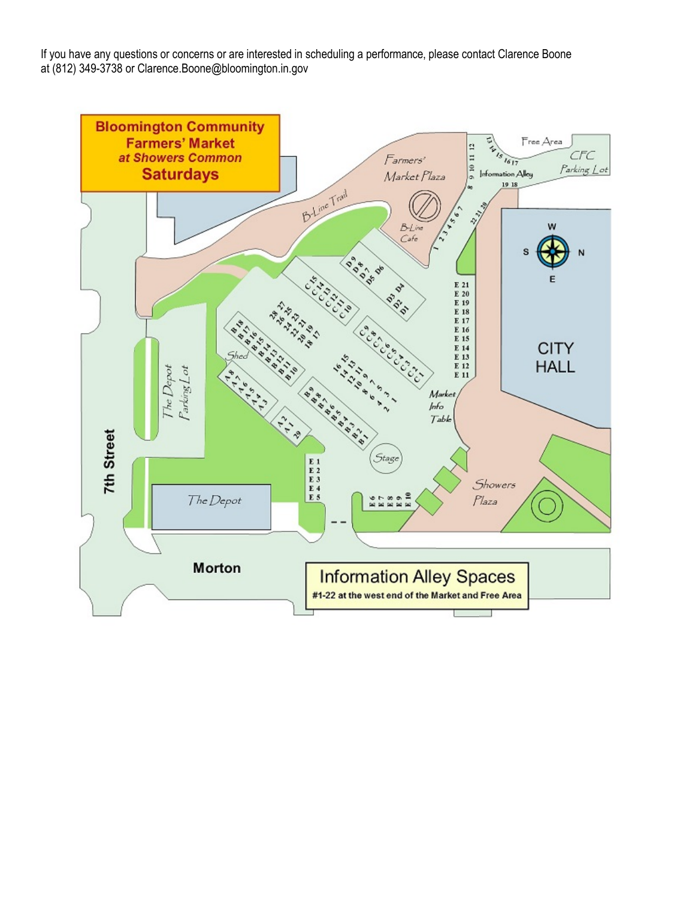If you have any questions or concerns or are interested in scheduling a performance, please contact Clarence Boone at (812) 349-3738 or Clarence.Boone@bloomington.in.gov

**Bloomington Community Farmers' Market**
***at Showers Common***
**Saturdays**

**Information Alley Spaces**
**#1-22 at the west end of the Market and Free Area**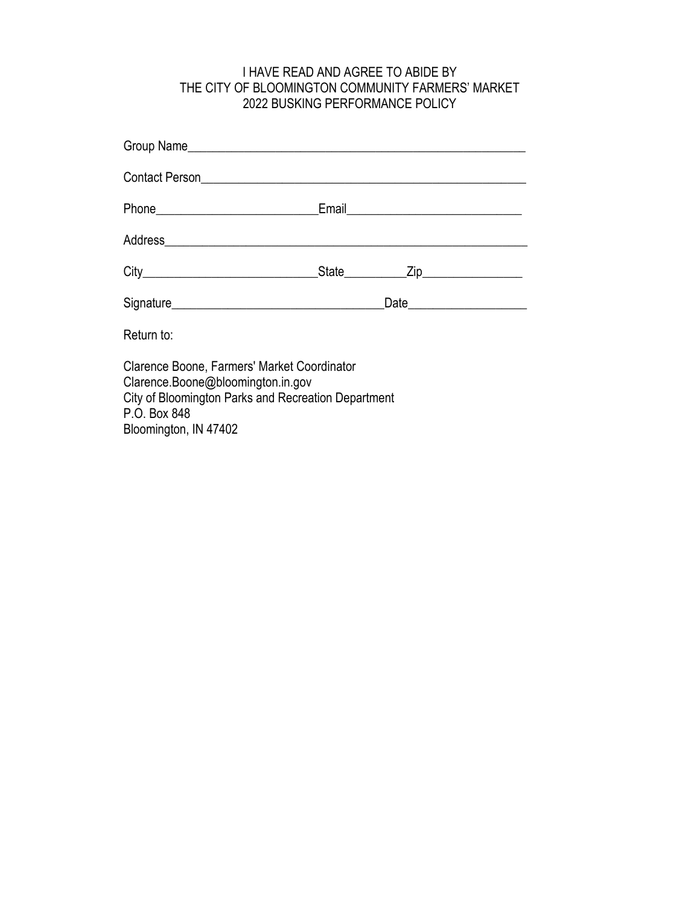I HAVE READ AND AGREE TO ABIDE BY
THE CITY OF BLOOMINGTON COMMUNITY FARMERS' MARKET
2022 BUSKING PERFORMANCE POLICY

Group Name_______________________________________________________

Contact Person_____________________________________________________

Phone_________________________Email___________________________

Address__________________________________________________________

City____________________________State__________Zip________________

Signature_________________________________Date___________________

Return to:

Clarence Boone, Farmers' Market Coordinator
Clarence.Boone@bloomington.in.gov
City of Bloomington Parks and Recreation Department
P.O. Box 848
Bloomington, IN 47402